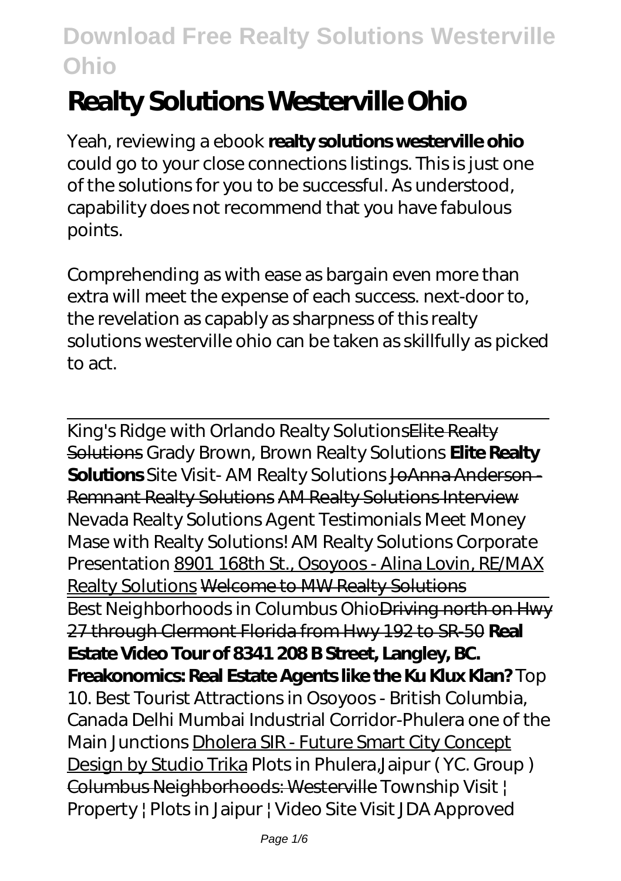# Realty Solutions Westerville Ohio

Yeah, reviewing a ebook **realty solutions westerville ohio** could go to your close connections listings. This is just one of the solutions for you to be successful. As understood, capability does not recommend that you have fabulous points.

Comprehending as with ease as bargain even more than extra will meet the expense of each success. next-door to, the revelation as capably as sharpness of this realty solutions westerville ohio can be taken as skillfully as picked to act.

---

King's Ridge with Orlando Realty Solutions~~Elite Realty Solutions~~ *Grady Brown, Brown Realty Solutions* **Elite Realty Solutions** *Site Visit- AM Realty Solutions* ~~JoAnna Anderson - Remnant Realty Solutions~~ ~~AM Realty Solutions Interview~~ *Nevada Realty Solutions Agent Testimonials Meet Money Mase with Realty Solutions! AM Realty Solutions Corporate Presentation* 8901 168th St., Osoyoos - Alina Lovin, RE/MAX Realty Solutions ~~Welcome to MW Realty Solutions~~

Best Neighborhoods in Columbus Ohio~~Driving north on Hwy 27 through Clermont Florida from Hwy 192 to SR-50~~ **Real Estate Video Tour of 8341 208 B Street, Langley, BC. Freakonomics: Real Estate Agents like the Ku Klux Klan?** *Top 10. Best Tourist Attractions in Osoyoos - British Columbia, Canada Delhi Mumbai Industrial Corridor-Phulera one of the Main Junctions* Dholera SIR - Future Smart City Concept Design by Studio Trika *Plots in Phulera,Jaipur ( YC. Group )* ~~Columbus Neighborhoods: Westerville~~ *Township Visit | Property | Plots in Jaipur | Video Site Visit JDA Approved*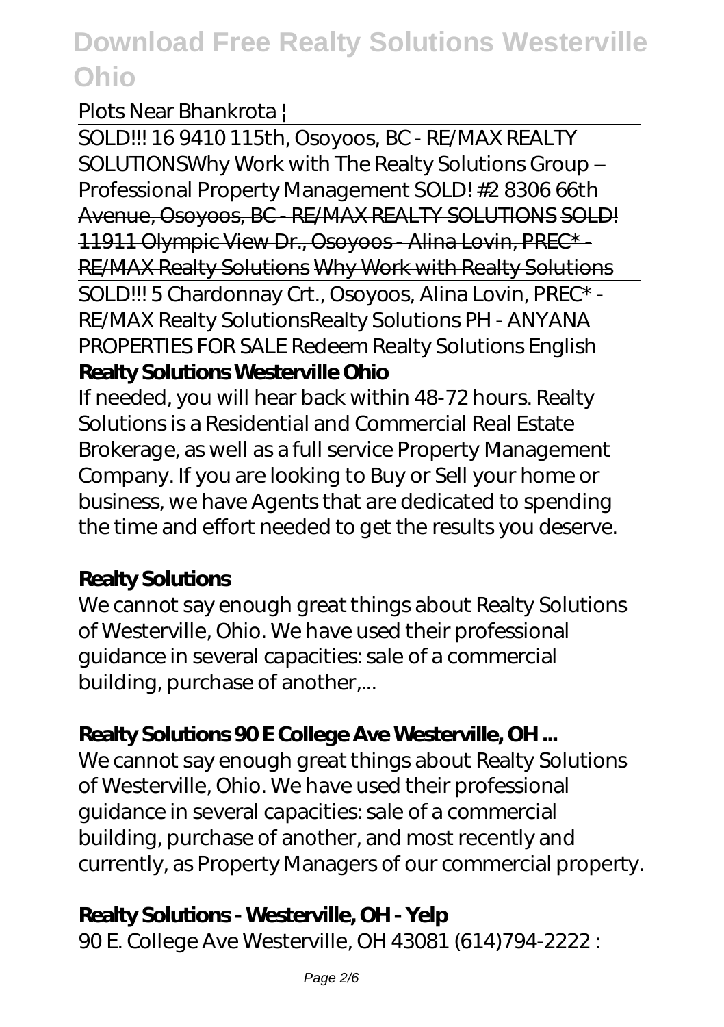*Plots Near Bhankrota |*

SOLD!!! 16 9410 115th, Osoyoos, BC - RE/MAX REALTY SOLUTIONS~~Why Work with The Realty Solutions Group – Professional Property Management~~ ~~SOLD! #2 8306 66th Avenue, Osoyoos, BC - RE/MAX REALTY SOLUTIONS~~ ~~SOLD! 11911 Olympic View Dr., Osoyoos - Alina Lovin, PREC* - RE/MAX Realty Solutions~~ ~~Why Work with Realty Solutions~~

SOLD!!! 5 Chardonnay Crt., Osoyoos, Alina Lovin, PREC* - RE/MAX Realty Solutions~~Realty Solutions PH - ANYANA PROPERTIES FOR SALE~~ Redeem Realty Solutions English

**Realty Solutions Westerville Ohio**

If needed, you will hear back within 48-72 hours. Realty Solutions is a Residential and Commercial Real Estate Brokerage, as well as a full service Property Management Company. If you are looking to Buy or Sell your home or business, we have Agents that are dedicated to spending the time and effort needed to get the results you deserve.

**Realty Solutions**

We cannot say enough great things about Realty Solutions of Westerville, Ohio. We have used their professional guidance in several capacities: sale of a commercial building, purchase of another,...

**Realty Solutions 90 E College Ave Westerville, OH ...**

We cannot say enough great things about Realty Solutions of Westerville, Ohio. We have used their professional guidance in several capacities: sale of a commercial building, purchase of another, and most recently and currently, as Property Managers of our commercial property.

**Realty Solutions - Westerville, OH - Yelp**

90 E. College Ave Westerville, OH 43081 (614)794-2222 :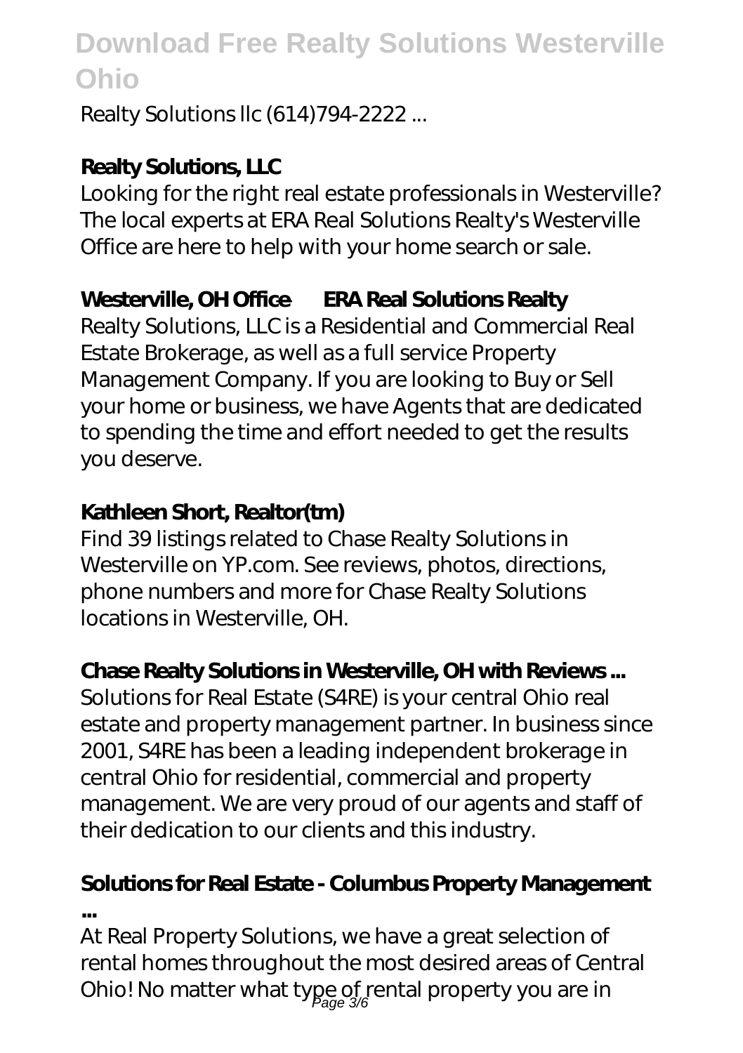Realty Solutions llc (614)794-2222 ...

**Realty Solutions, LLC**

Looking for the right real estate professionals in Westerville? The local experts at ERA Real Solutions Realty's Westerville Office are here to help with your home search or sale.

**Westerville, OH Office — ERA Real Solutions Realty**

Realty Solutions, LLC is a Residential and Commercial Real Estate Brokerage, as well as a full service Property Management Company. If you are looking to Buy or Sell your home or business, we have Agents that are dedicated to spending the time and effort needed to get the results you deserve.

**Kathleen Short, Realtor(tm)**

Find 39 listings related to Chase Realty Solutions in Westerville on YP.com. See reviews, photos, directions, phone numbers and more for Chase Realty Solutions locations in Westerville, OH.

**Chase Realty Solutions in Westerville, OH with Reviews ...**

Solutions for Real Estate (S4RE) is your central Ohio real estate and property management partner. In business since 2001, S4RE has been a leading independent brokerage in central Ohio for residential, commercial and property management. We are very proud of our agents and staff of their dedication to our clients and this industry.

**Solutions for Real Estate - Columbus Property Management ...**

At Real Property Solutions, we have a great selection of rental homes throughout the most desired areas of Central Ohio! No matter what type of rental property you are in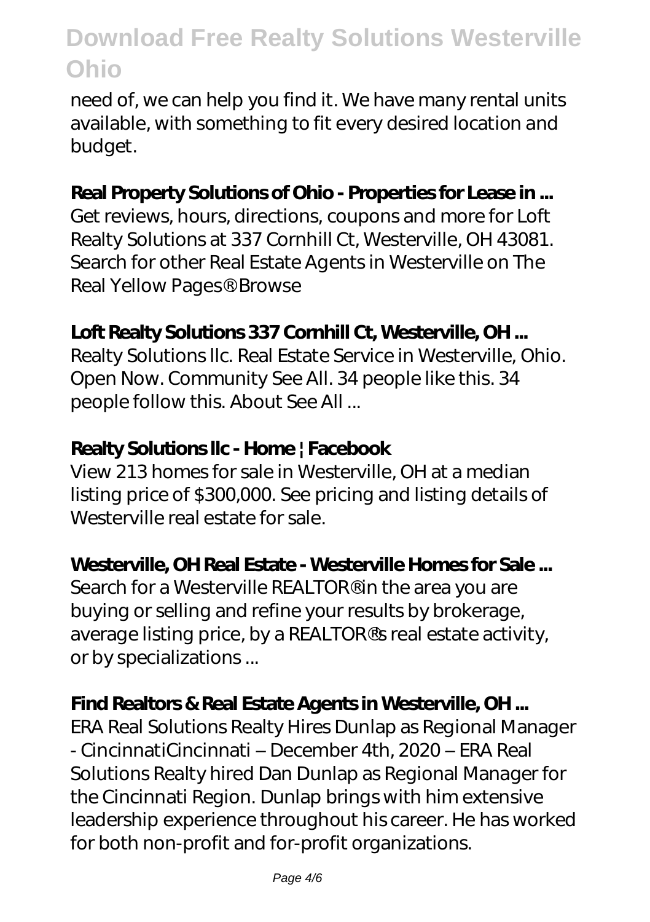need of, we can help you find it. We have many rental units available, with something to fit every desired location and budget.

**Real Property Solutions of Ohio - Properties for Lease in ...**

Get reviews, hours, directions, coupons and more for Loft Realty Solutions at 337 Cornhill Ct, Westerville, OH 43081. Search for other Real Estate Agents in Westerville on The Real Yellow Pages®. Browse

**Loft Realty Solutions 337 Cornhill Ct, Westerville, OH ...**

Realty Solutions llc. Real Estate Service in Westerville, Ohio. Open Now. Community See All. 34 people like this. 34 people follow this. About See All ...

**Realty Solutions llc - Home | Facebook**

View 213 homes for sale in Westerville, OH at a median listing price of $300,000. See pricing and listing details of Westerville real estate for sale.

**Westerville, OH Real Estate - Westerville Homes for Sale ...**

Search for a Westerville REALTOR® in the area you are buying or selling and refine your results by brokerage, average listing price, by a REALTOR®'s real estate activity, or by specializations ...

**Find Realtors & Real Estate Agents in Westerville, OH ...**

ERA Real Solutions Realty Hires Dunlap as Regional Manager - CincinnatiCincinnati – December 4th, 2020 – ERA Real Solutions Realty hired Dan Dunlap as Regional Manager for the Cincinnati Region. Dunlap brings with him extensive leadership experience throughout his career. He has worked for both non-profit and for-profit organizations.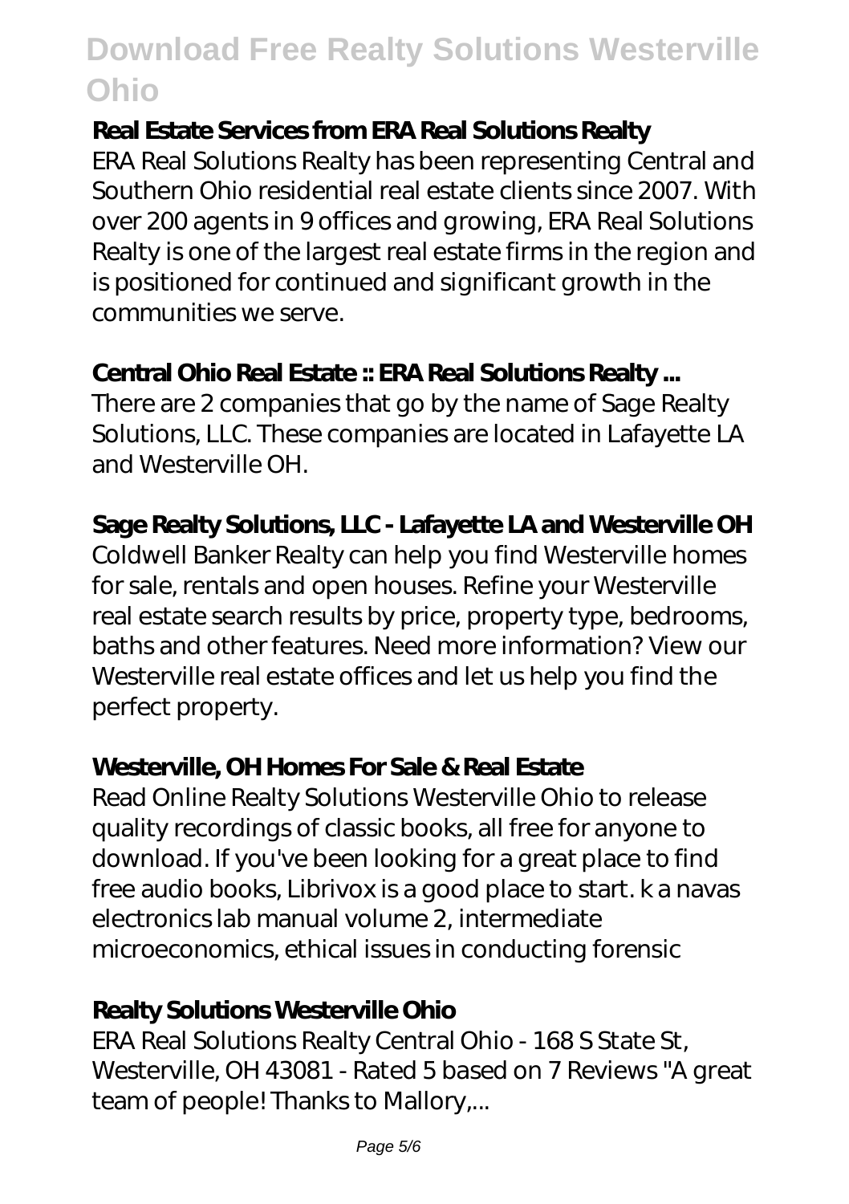**Real Estate Services from ERA Real Solutions Realty**

ERA Real Solutions Realty has been representing Central and Southern Ohio residential real estate clients since 2007. With over 200 agents in 9 offices and growing, ERA Real Solutions Realty is one of the largest real estate firms in the region and is positioned for continued and significant growth in the communities we serve.

**Central Ohio Real Estate :: ERA Real Solutions Realty ...**

There are 2 companies that go by the name of Sage Realty Solutions, LLC. These companies are located in Lafayette LA and Westerville OH.

**Sage Realty Solutions, LLC - Lafayette LA and Westerville OH**

Coldwell Banker Realty can help you find Westerville homes for sale, rentals and open houses. Refine your Westerville real estate search results by price, property type, bedrooms, baths and other features. Need more information? View our Westerville real estate offices and let us help you find the perfect property.

**Westerville, OH Homes For Sale & Real Estate**

Read Online Realty Solutions Westerville Ohio to release quality recordings of classic books, all free for anyone to download. If you've been looking for a great place to find free audio books, Librivox is a good place to start. k a navas electronics lab manual volume 2, intermediate microeconomics, ethical issues in conducting forensic

**Realty Solutions Westerville Ohio**

ERA Real Solutions Realty Central Ohio - 168 S State St, Westerville, OH 43081 - Rated 5 based on 7 Reviews "A great team of people! Thanks to Mallory,...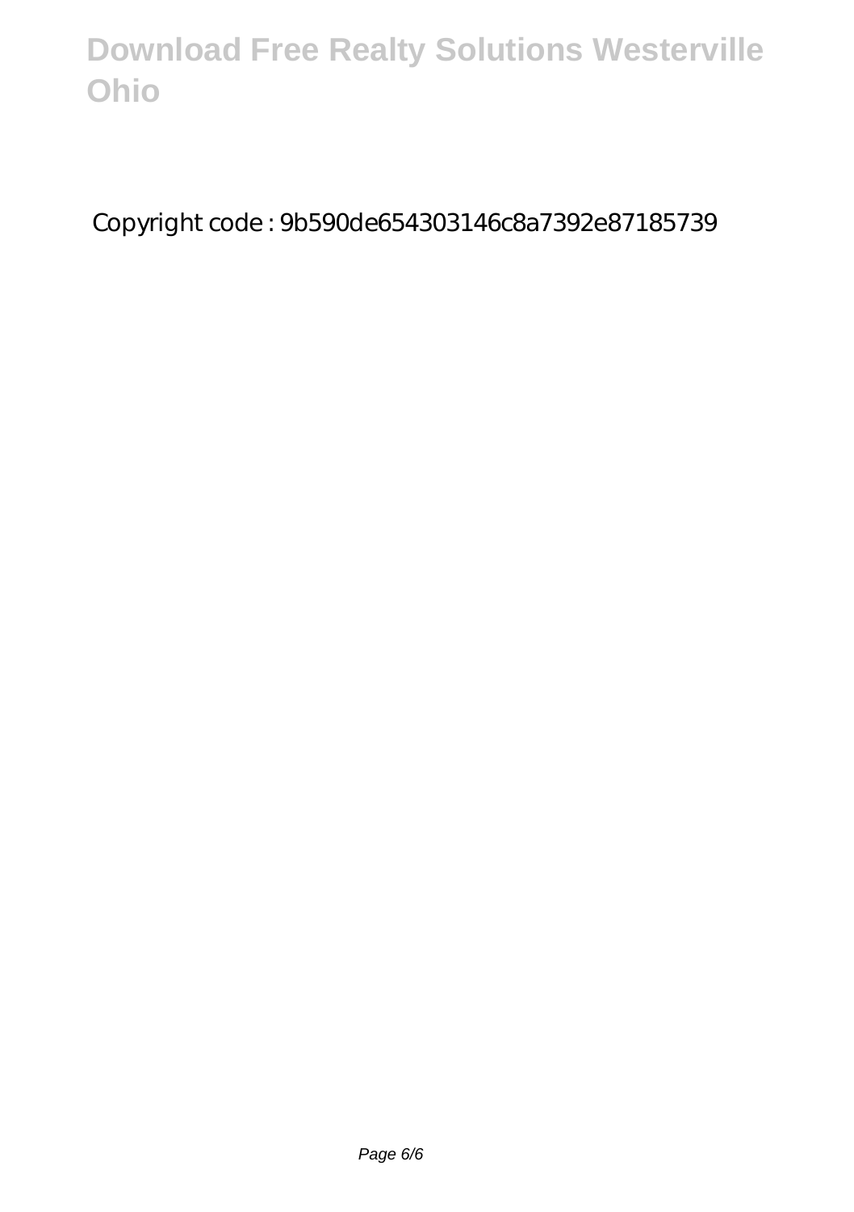Copyright code : 9b590de654303146c8a7392e87185739